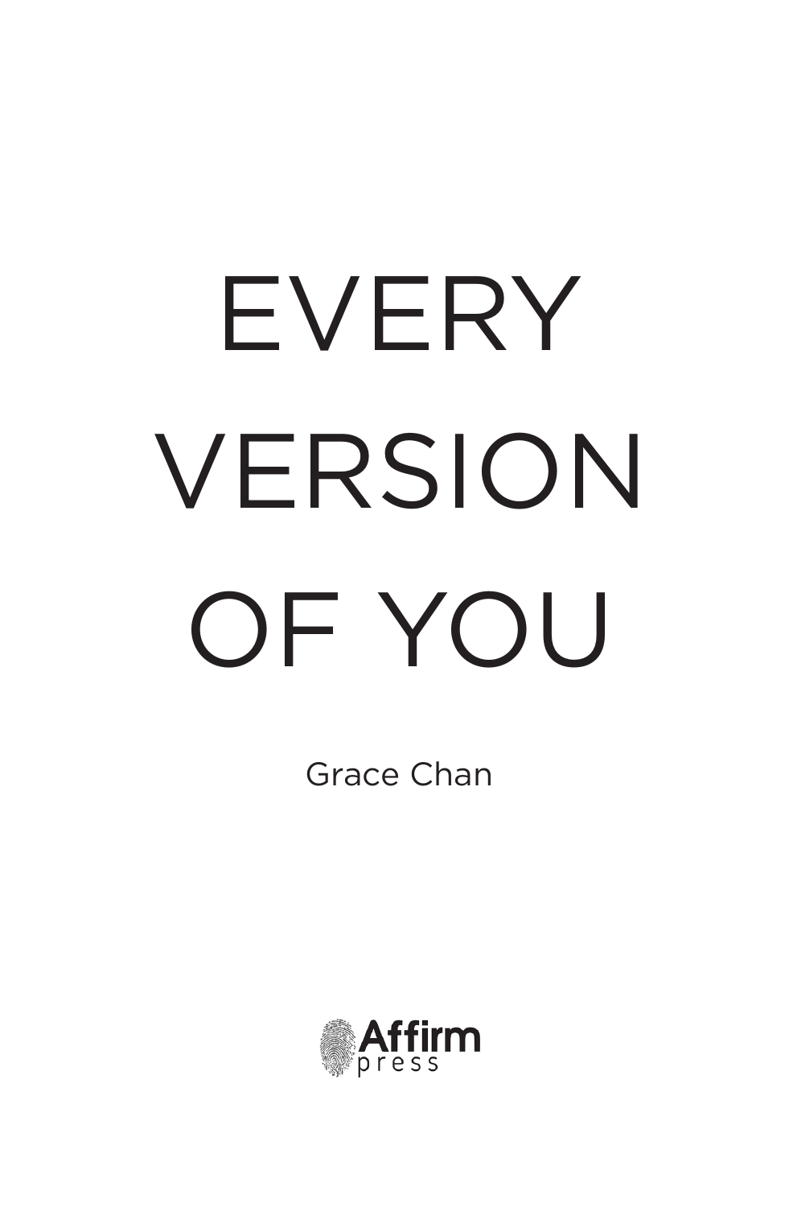# EVERY VERSION OF YOU

Grace Chan

Affirm press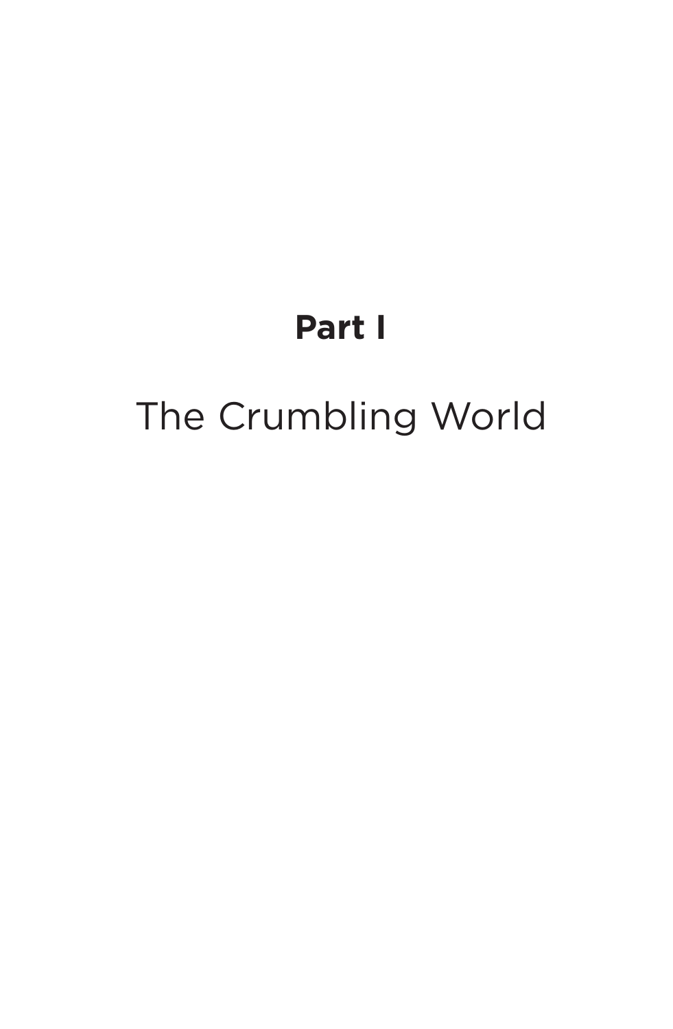# Part I

# The Crumbling World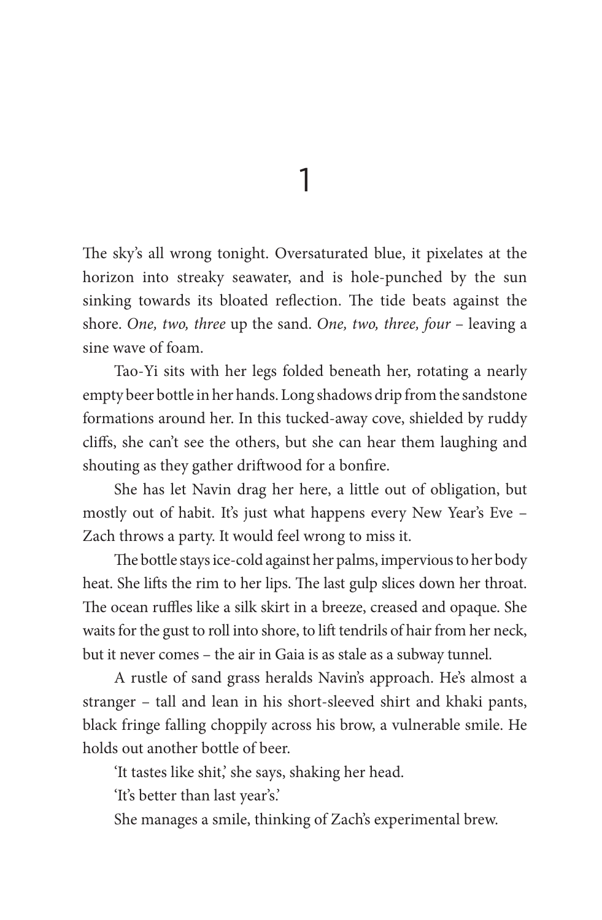# 1

The sky's all wrong tonight. Oversaturated blue, it pixelates at the horizon into streaky seawater, and is hole-punched by the sun sinking towards its bloated reflection. The tide beats against the shore. *One, two, three* up the sand. *One, two, three, four* – leaving a sine wave of foam.

Tao-Yi sits with her legs folded beneath her, rotating a nearly empty beer bottle in her hands. Long shadows drip from the sandstone formations around her. In this tucked-away cove, shielded by ruddy cliffs, she can't see the others, but she can hear them laughing and shouting as they gather driftwood for a bonfire.

She has let Navin drag her here, a little out of obligation, but mostly out of habit. It's just what happens every New Year's Eve – Zach throws a party. It would feel wrong to miss it.

The bottle stays ice-cold against her palms, impervious to her body heat. She lifts the rim to her lips. The last gulp slices down her throat. The ocean ruffles like a silk skirt in a breeze, creased and opaque. She waits for the gust to roll into shore, to lift tendrils of hair from her neck, but it never comes – the air in Gaia is as stale as a subway tunnel.

A rustle of sand grass heralds Navin's approach. He's almost a stranger – tall and lean in his short-sleeved shirt and khaki pants, black fringe falling choppily across his brow, a vulnerable smile. He holds out another bottle of beer.

'It tastes like shit,' she says, shaking her head.

'It's better than last year's.'

She manages a smile, thinking of Zach's experimental brew.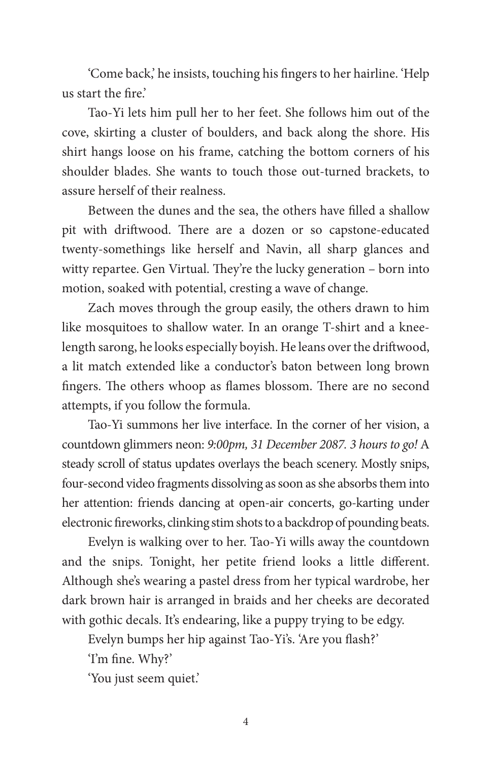'Come back,' he insists, touching his fingers to her hairline. 'Help us start the fire.'

Tao-Yi lets him pull her to her feet. She follows him out of the cove, skirting a cluster of boulders, and back along the shore. His shirt hangs loose on his frame, catching the bottom corners of his shoulder blades. She wants to touch those out-turned brackets, to assure herself of their realness.

Between the dunes and the sea, the others have filled a shallow pit with driftwood. There are a dozen or so capstone-educated twenty-somethings like herself and Navin, all sharp glances and witty repartee. Gen Virtual. They're the lucky generation – born into motion, soaked with potential, cresting a wave of change.

Zach moves through the group easily, the others drawn to him like mosquitoes to shallow water. In an orange T-shirt and a knee-length sarong, he looks especially boyish. He leans over the driftwood, a lit match extended like a conductor's baton between long brown fingers. The others whoop as flames blossom. There are no second attempts, if you follow the formula.

Tao-Yi summons her live interface. In the corner of her vision, a countdown glimmers neon: *9:00pm, 31 December 2087. 3 hours to go!* A steady scroll of status updates overlays the beach scenery. Mostly snips, four-second video fragments dissolving as soon as she absorbs them into her attention: friends dancing at open-air concerts, go-karting under electronic fireworks, clinking stim shots to a backdrop of pounding beats.

Evelyn is walking over to her. Tao-Yi wills away the countdown and the snips. Tonight, her petite friend looks a little different. Although she's wearing a pastel dress from her typical wardrobe, her dark brown hair is arranged in braids and her cheeks are decorated with gothic decals. It's endearing, like a puppy trying to be edgy.

Evelyn bumps her hip against Tao-Yi's. 'Are you flash?'

'I'm fine. Why?'

'You just seem quiet.'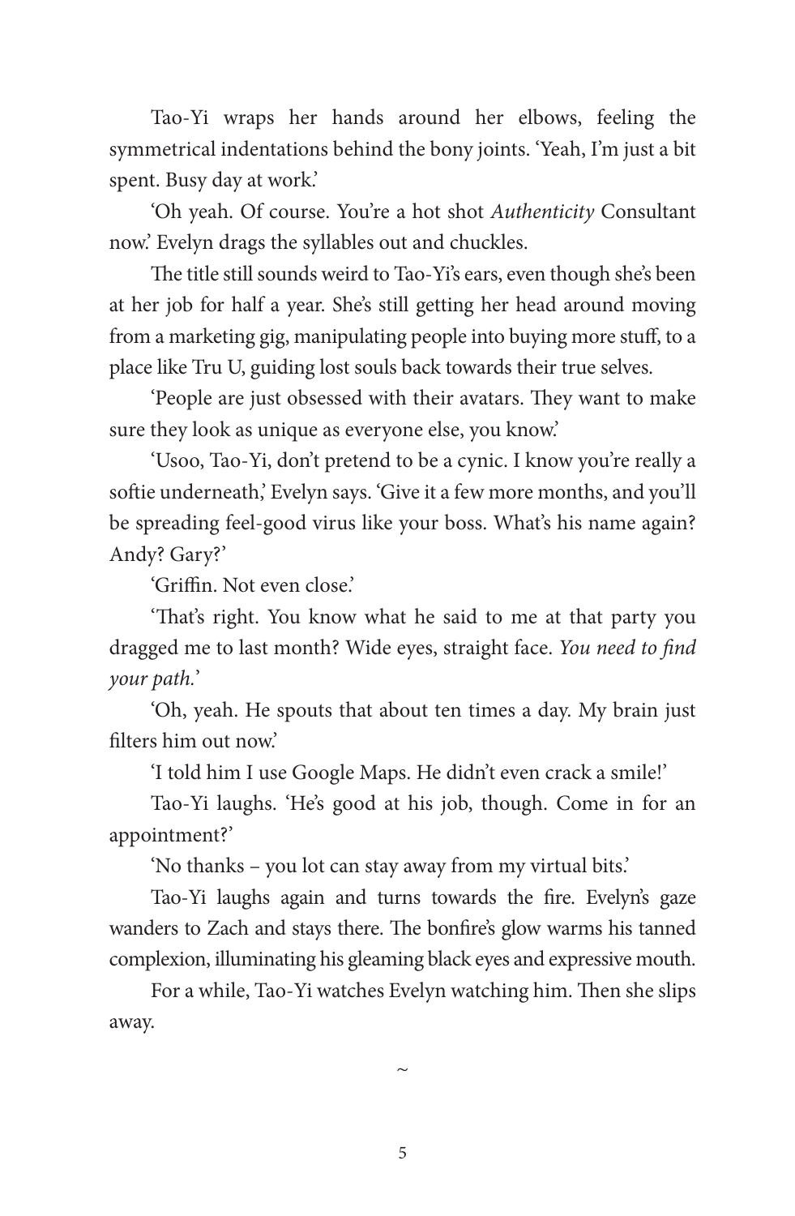Tao-Yi wraps her hands around her elbows, feeling the symmetrical indentations behind the bony joints. 'Yeah, I'm just a bit spent. Busy day at work.'

'Oh yeah. Of course. You're a hot shot *Authenticity* Consultant now.' Evelyn drags the syllables out and chuckles.

The title still sounds weird to Tao-Yi's ears, even though she's been at her job for half a year. She's still getting her head around moving from a marketing gig, manipulating people into buying more stuff, to a place like Tru U, guiding lost souls back towards their true selves.

'People are just obsessed with their avatars. They want to make sure they look as unique as everyone else, you know.'

'Usoo, Tao-Yi, don't pretend to be a cynic. I know you're really a softie underneath,' Evelyn says. 'Give it a few more months, and you'll be spreading feel-good virus like your boss. What's his name again? Andy? Gary?'

'Griffin. Not even close.'

'That's right. You know what he said to me at that party you dragged me to last month? Wide eyes, straight face. *You need to find your path.*'

'Oh, yeah. He spouts that about ten times a day. My brain just filters him out now.'

'I told him I use Google Maps. He didn't even crack a smile!'

Tao-Yi laughs. 'He's good at his job, though. Come in for an appointment?'

'No thanks – you lot can stay away from my virtual bits.'

Tao-Yi laughs again and turns towards the fire. Evelyn's gaze wanders to Zach and stays there. The bonfire's glow warms his tanned complexion, illuminating his gleaming black eyes and expressive mouth.

For a while, Tao-Yi watches Evelyn watching him. Then she slips away.

~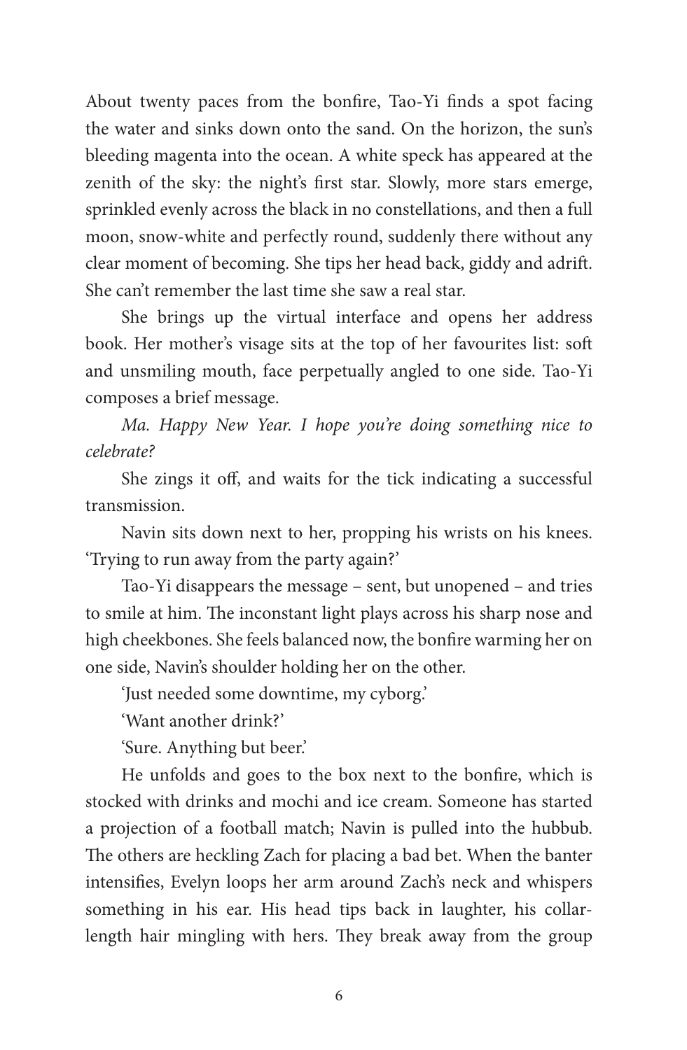About twenty paces from the bonfire, Tao-Yi finds a spot facing the water and sinks down onto the sand. On the horizon, the sun's bleeding magenta into the ocean. A white speck has appeared at the zenith of the sky: the night's first star. Slowly, more stars emerge, sprinkled evenly across the black in no constellations, and then a full moon, snow-white and perfectly round, suddenly there without any clear moment of becoming. She tips her head back, giddy and adrift. She can't remember the last time she saw a real star.

She brings up the virtual interface and opens her address book. Her mother's visage sits at the top of her favourites list: soft and unsmiling mouth, face perpetually angled to one side. Tao-Yi composes a brief message.

*Ma. Happy New Year. I hope you're doing something nice to celebrate?*

She zings it off, and waits for the tick indicating a successful transmission.

Navin sits down next to her, propping his wrists on his knees. 'Trying to run away from the party again?'

Tao-Yi disappears the message – sent, but unopened – and tries to smile at him. The inconstant light plays across his sharp nose and high cheekbones. She feels balanced now, the bonfire warming her on one side, Navin's shoulder holding her on the other.

'Just needed some downtime, my cyborg.'

'Want another drink?'

'Sure. Anything but beer.'

He unfolds and goes to the box next to the bonfire, which is stocked with drinks and mochi and ice cream. Someone has started a projection of a football match; Navin is pulled into the hubbub. The others are heckling Zach for placing a bad bet. When the banter intensifies, Evelyn loops her arm around Zach's neck and whispers something in his ear. His head tips back in laughter, his collar-length hair mingling with hers. They break away from the group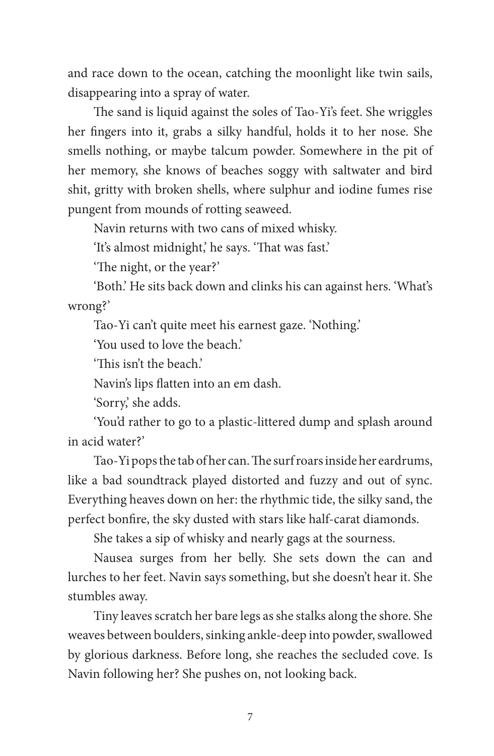and race down to the ocean, catching the moonlight like twin sails, disappearing into a spray of water.

The sand is liquid against the soles of Tao-Yi's feet. She wriggles her fingers into it, grabs a silky handful, holds it to her nose. She smells nothing, or maybe talcum powder. Somewhere in the pit of her memory, she knows of beaches soggy with saltwater and bird shit, gritty with broken shells, where sulphur and iodine fumes rise pungent from mounds of rotting seaweed.

Navin returns with two cans of mixed whisky.

'It's almost midnight,' he says. 'That was fast.'

'The night, or the year?'

'Both.' He sits back down and clinks his can against hers. 'What's wrong?'

Tao-Yi can't quite meet his earnest gaze. 'Nothing.'

'You used to love the beach.'

'This isn't the beach.'

Navin's lips flatten into an em dash.

'Sorry,' she adds.

'You'd rather to go to a plastic-littered dump and splash around in acid water?'

Tao-Yi pops the tab of her can. The surf roars inside her eardrums, like a bad soundtrack played distorted and fuzzy and out of sync. Everything heaves down on her: the rhythmic tide, the silky sand, the perfect bonfire, the sky dusted with stars like half-carat diamonds.

She takes a sip of whisky and nearly gags at the sourness.

Nausea surges from her belly. She sets down the can and lurches to her feet. Navin says something, but she doesn't hear it. She stumbles away.

Tiny leaves scratch her bare legs as she stalks along the shore. She weaves between boulders, sinking ankle-deep into powder, swallowed by glorious darkness. Before long, she reaches the secluded cove. Is Navin following her? She pushes on, not looking back.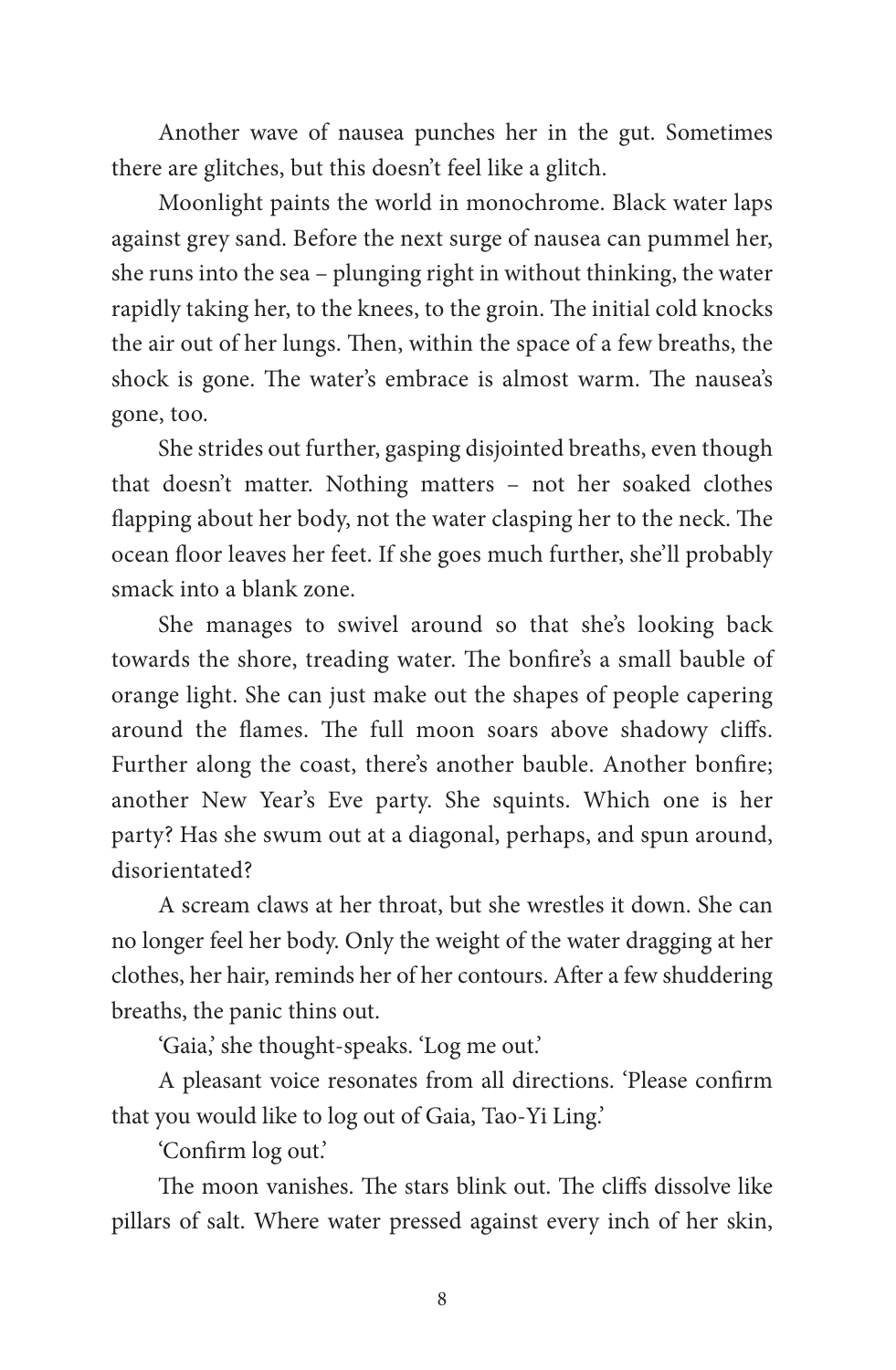Another wave of nausea punches her in the gut. Sometimes there are glitches, but this doesn't feel like a glitch.

Moonlight paints the world in monochrome. Black water laps against grey sand. Before the next surge of nausea can pummel her, she runs into the sea – plunging right in without thinking, the water rapidly taking her, to the knees, to the groin. The initial cold knocks the air out of her lungs. Then, within the space of a few breaths, the shock is gone. The water's embrace is almost warm. The nausea's gone, too.

She strides out further, gasping disjointed breaths, even though that doesn't matter. Nothing matters – not her soaked clothes flapping about her body, not the water clasping her to the neck. The ocean floor leaves her feet. If she goes much further, she'll probably smack into a blank zone.

She manages to swivel around so that she's looking back towards the shore, treading water. The bonfire's a small bauble of orange light. She can just make out the shapes of people capering around the flames. The full moon soars above shadowy cliffs. Further along the coast, there's another bauble. Another bonfire; another New Year's Eve party. She squints. Which one is her party? Has she swum out at a diagonal, perhaps, and spun around, disorientated?

A scream claws at her throat, but she wrestles it down. She can no longer feel her body. Only the weight of the water dragging at her clothes, her hair, reminds her of her contours. After a few shuddering breaths, the panic thins out.

'Gaia,' she thought-speaks. 'Log me out.'

A pleasant voice resonates from all directions. 'Please confirm that you would like to log out of Gaia, Tao-Yi Ling.'

'Confirm log out.'

The moon vanishes. The stars blink out. The cliffs dissolve like pillars of salt. Where water pressed against every inch of her skin,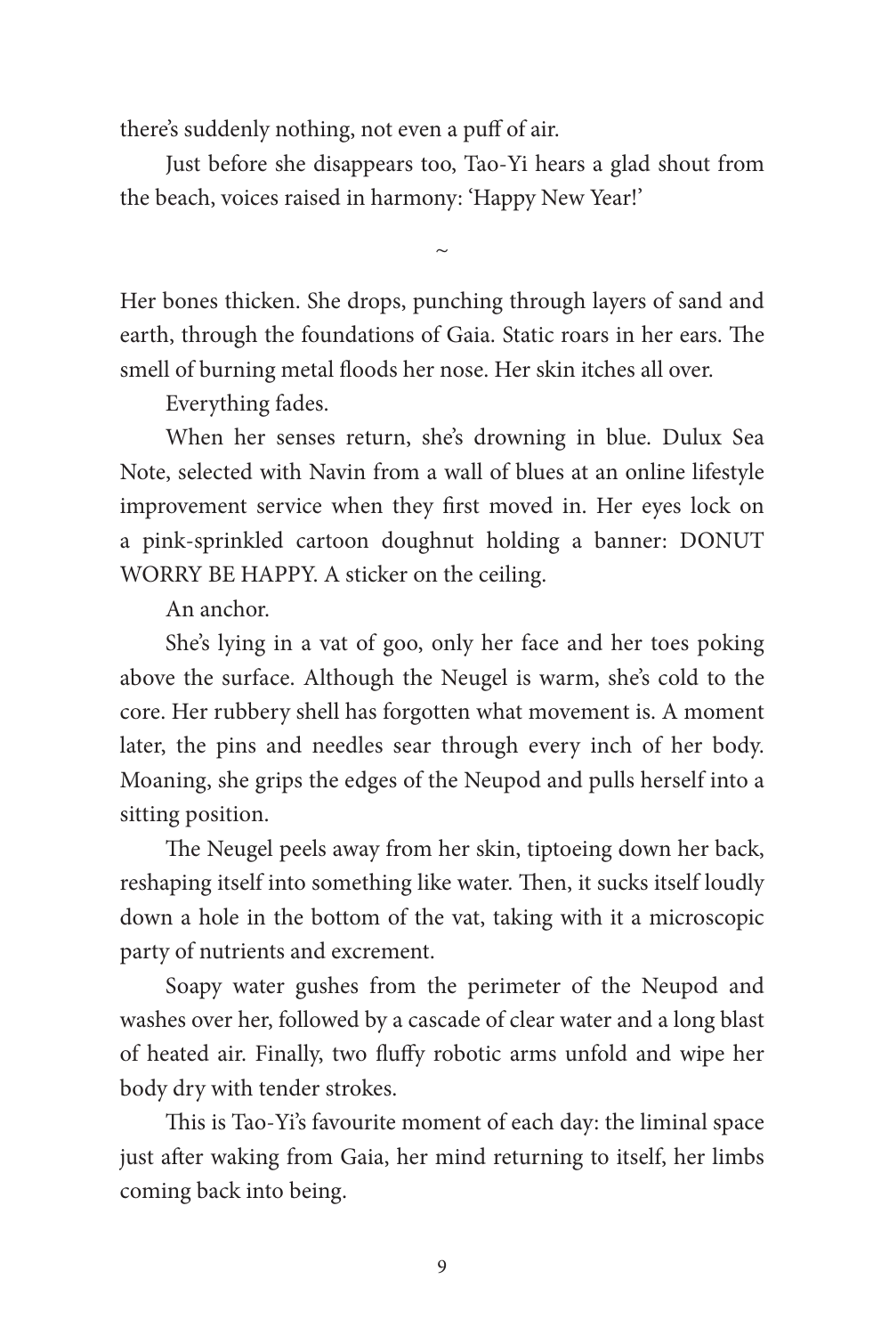there's suddenly nothing, not even a puff of air.

Just before she disappears too, Tao-Yi hears a glad shout from the beach, voices raised in harmony: 'Happy New Year!'

~

Her bones thicken. She drops, punching through layers of sand and earth, through the foundations of Gaia. Static roars in her ears. The smell of burning metal floods her nose. Her skin itches all over.

Everything fades.

When her senses return, she's drowning in blue. Dulux Sea Note, selected with Navin from a wall of blues at an online lifestyle improvement service when they first moved in. Her eyes lock on a pink-sprinkled cartoon doughnut holding a banner: DONUT WORRY BE HAPPY. A sticker on the ceiling.

An anchor.

She's lying in a vat of goo, only her face and her toes poking above the surface. Although the Neugel is warm, she's cold to the core. Her rubbery shell has forgotten what movement is. A moment later, the pins and needles sear through every inch of her body. Moaning, she grips the edges of the Neupod and pulls herself into a sitting position.

The Neugel peels away from her skin, tiptoeing down her back, reshaping itself into something like water. Then, it sucks itself loudly down a hole in the bottom of the vat, taking with it a microscopic party of nutrients and excrement.

Soapy water gushes from the perimeter of the Neupod and washes over her, followed by a cascade of clear water and a long blast of heated air. Finally, two fluffy robotic arms unfold and wipe her body dry with tender strokes.

This is Tao-Yi's favourite moment of each day: the liminal space just after waking from Gaia, her mind returning to itself, her limbs coming back into being.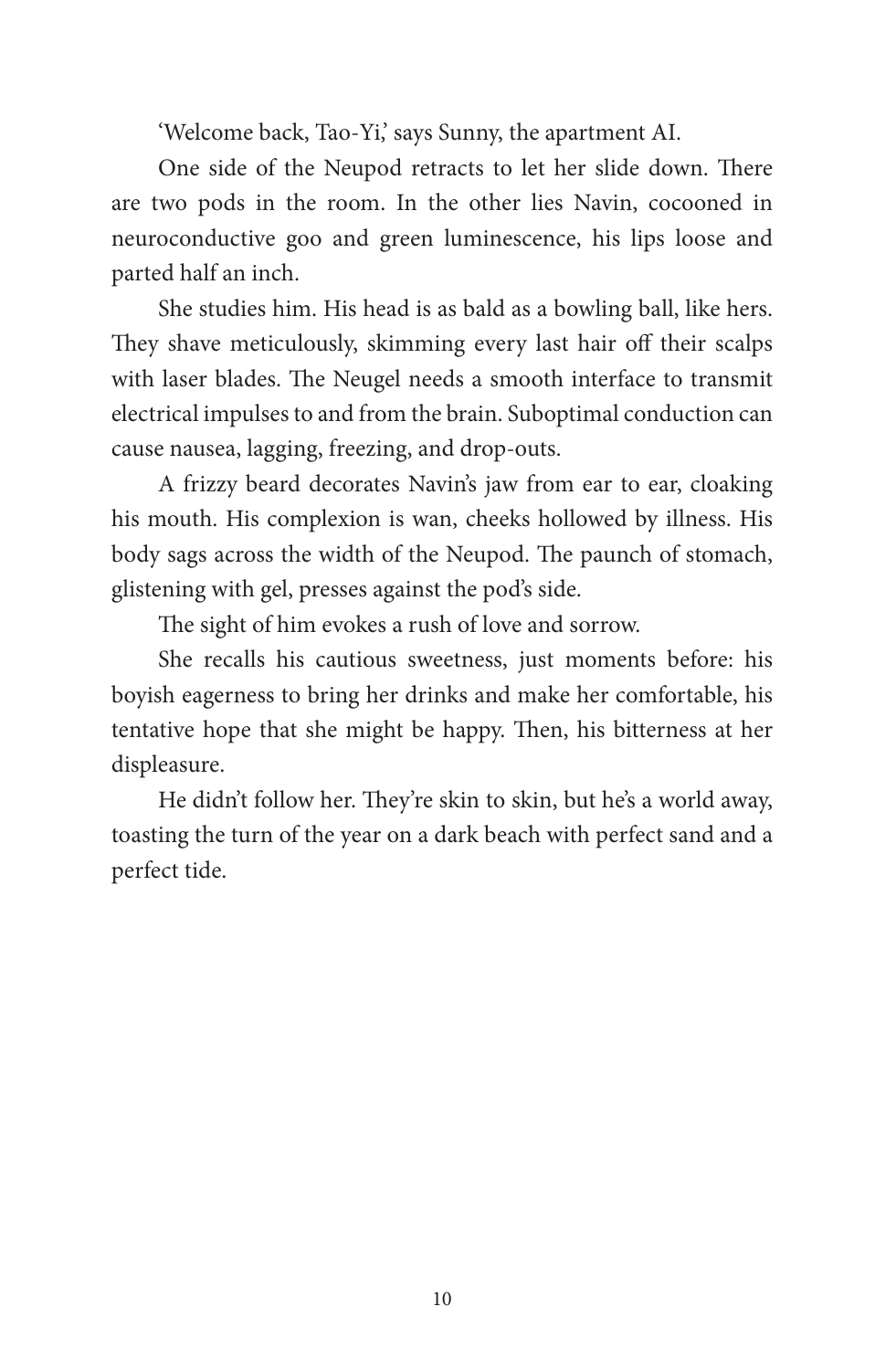'Welcome back, Tao-Yi,' says Sunny, the apartment AI.

One side of the Neupod retracts to let her slide down. There are two pods in the room. In the other lies Navin, cocooned in neuroconductive goo and green luminescence, his lips loose and parted half an inch.

She studies him. His head is as bald as a bowling ball, like hers. They shave meticulously, skimming every last hair off their scalps with laser blades. The Neugel needs a smooth interface to transmit electrical impulses to and from the brain. Suboptimal conduction can cause nausea, lagging, freezing, and drop-outs.

A frizzy beard decorates Navin's jaw from ear to ear, cloaking his mouth. His complexion is wan, cheeks hollowed by illness. His body sags across the width of the Neupod. The paunch of stomach, glistening with gel, presses against the pod's side.

The sight of him evokes a rush of love and sorrow.

She recalls his cautious sweetness, just moments before: his boyish eagerness to bring her drinks and make her comfortable, his tentative hope that she might be happy. Then, his bitterness at her displeasure.

He didn't follow her. They're skin to skin, but he's a world away, toasting the turn of the year on a dark beach with perfect sand and a perfect tide.